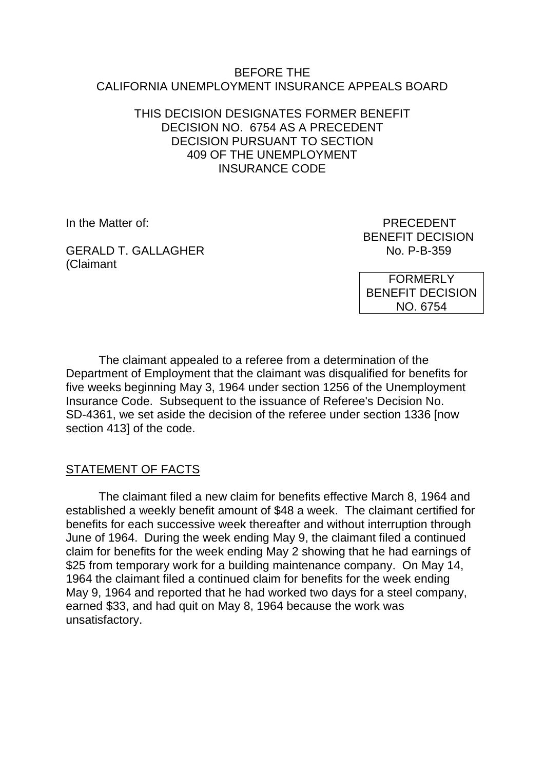BEFORE THE
CALIFORNIA UNEMPLOYMENT INSURANCE APPEALS BOARD

THIS DECISION DESIGNATES FORMER BENEFIT DECISION NO. 6754 AS A PRECEDENT DECISION PURSUANT TO SECTION 409 OF THE UNEMPLOYMENT INSURANCE CODE

In the Matter of:

GERALD T. GALLAGHER
(Claimant

PRECEDENT
BENEFIT DECISION
No. P-B-359

FORMERLY
BENEFIT DECISION
NO. 6754

The claimant appealed to a referee from a determination of the Department of Employment that the claimant was disqualified for benefits for five weeks beginning May 3, 1964 under section 1256 of the Unemployment Insurance Code. Subsequent to the issuance of Referee's Decision No. SD-4361, we set aside the decision of the referee under section 1336 [now section 413] of the code.

STATEMENT OF FACTS

The claimant filed a new claim for benefits effective March 8, 1964 and established a weekly benefit amount of $48 a week. The claimant certified for benefits for each successive week thereafter and without interruption through June of 1964. During the week ending May 9, the claimant filed a continued claim for benefits for the week ending May 2 showing that he had earnings of $25 from temporary work for a building maintenance company. On May 14, 1964 the claimant filed a continued claim for benefits for the week ending May 9, 1964 and reported that he had worked two days for a steel company, earned $33, and had quit on May 8, 1964 because the work was unsatisfactory.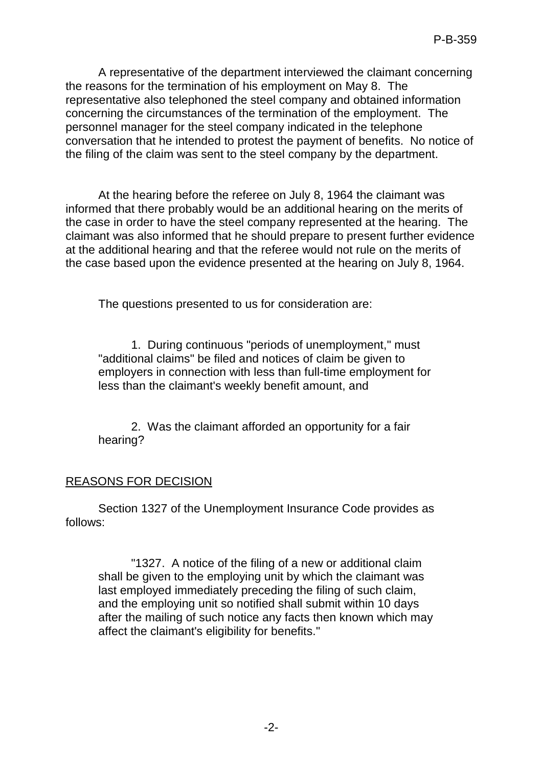A representative of the department interviewed the claimant concerning the reasons for the termination of his employment on May 8. The representative also telephoned the steel company and obtained information concerning the circumstances of the termination of the employment. The personnel manager for the steel company indicated in the telephone conversation that he intended to protest the payment of benefits. No notice of the filing of the claim was sent to the steel company by the department.

At the hearing before the referee on July 8, 1964 the claimant was informed that there probably would be an additional hearing on the merits of the case in order to have the steel company represented at the hearing. The claimant was also informed that he should prepare to present further evidence at the additional hearing and that the referee would not rule on the merits of the case based upon the evidence presented at the hearing on July 8, 1964.

The questions presented to us for consideration are:

> 1. During continuous "periods of unemployment," must "additional claims" be filed and notices of claim be given to employers in connection with less than full-time employment for less than the claimant's weekly benefit amount, and
>
> 2. Was the claimant afforded an opportunity for a fair hearing?

<u>REASONS FOR DECISION</u>

Section 1327 of the Unemployment Insurance Code provides as follows:

> "1327. A notice of the filing of a new or additional claim shall be given to the employing unit by which the claimant was last employed immediately preceding the filing of such claim, and the employing unit so notified shall submit within 10 days after the mailing of such notice any facts then known which may affect the claimant's eligibility for benefits."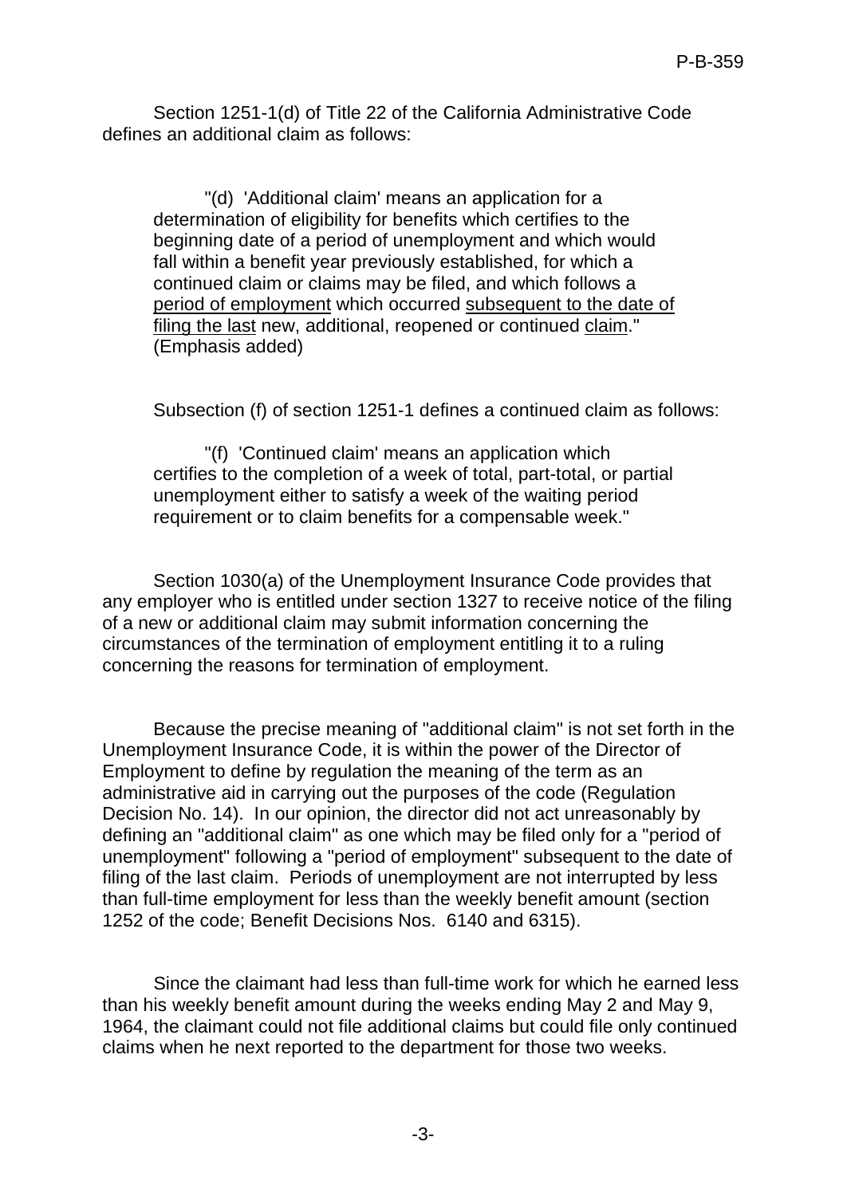Section 1251-1(d) of Title 22 of the California Administrative Code defines an additional claim as follows:

> "(d) 'Additional claim' means an application for a determination of eligibility for benefits which certifies to the beginning date of a period of unemployment and which would fall within a benefit year previously established, for which a continued claim or claims may be filed, and which follows a <u>period of employment</u> which occurred <u>subsequent to the date of filing the last</u> new, additional, reopened or continued <u>claim</u>." (Emphasis added)

Subsection (f) of section 1251-1 defines a continued claim as follows:

> "(f) 'Continued claim' means an application which certifies to the completion of a week of total, part-total, or partial unemployment either to satisfy a week of the waiting period requirement or to claim benefits for a compensable week."

Section 1030(a) of the Unemployment Insurance Code provides that any employer who is entitled under section 1327 to receive notice of the filing of a new or additional claim may submit information concerning the circumstances of the termination of employment entitling it to a ruling concerning the reasons for termination of employment.

Because the precise meaning of "additional claim" is not set forth in the Unemployment Insurance Code, it is within the power of the Director of Employment to define by regulation the meaning of the term as an administrative aid in carrying out the purposes of the code (Regulation Decision No. 14). In our opinion, the director did not act unreasonably by defining an "additional claim" as one which may be filed only for a "period of unemployment" following a "period of employment" subsequent to the date of filing of the last claim. Periods of unemployment are not interrupted by less than full-time employment for less than the weekly benefit amount (section 1252 of the code; Benefit Decisions Nos. 6140 and 6315).

Since the claimant had less than full-time work for which he earned less than his weekly benefit amount during the weeks ending May 2 and May 9, 1964, the claimant could not file additional claims but could file only continued claims when he next reported to the department for those two weeks.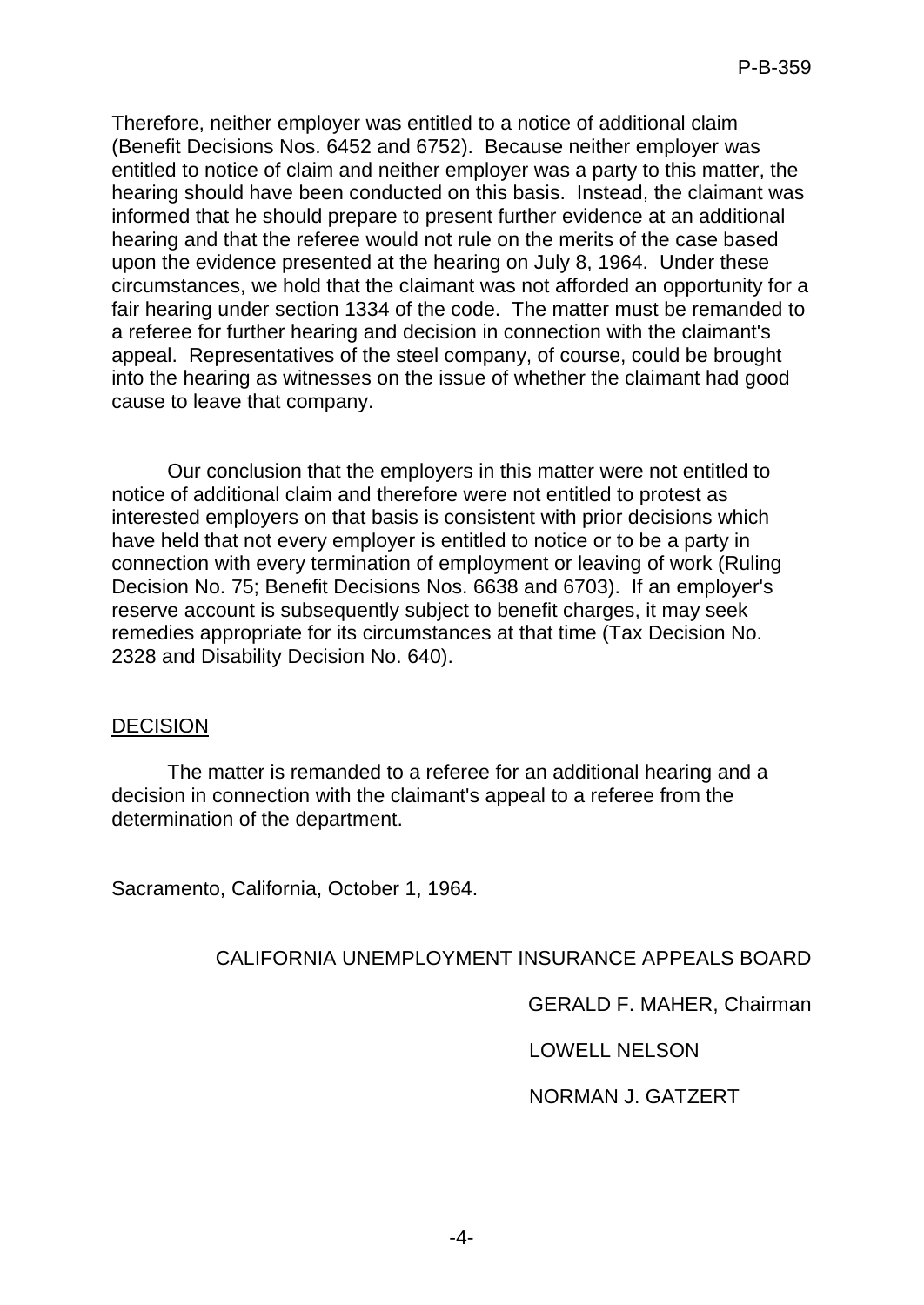Therefore, neither employer was entitled to a notice of additional claim (Benefit Decisions Nos. 6452 and 6752). Because neither employer was entitled to notice of claim and neither employer was a party to this matter, the hearing should have been conducted on this basis. Instead, the claimant was informed that he should prepare to present further evidence at an additional hearing and that the referee would not rule on the merits of the case based upon the evidence presented at the hearing on July 8, 1964. Under these circumstances, we hold that the claimant was not afforded an opportunity for a fair hearing under section 1334 of the code. The matter must be remanded to a referee for further hearing and decision in connection with the claimant's appeal. Representatives of the steel company, of course, could be brought into the hearing as witnesses on the issue of whether the claimant had good cause to leave that company.

Our conclusion that the employers in this matter were not entitled to notice of additional claim and therefore were not entitled to protest as interested employers on that basis is consistent with prior decisions which have held that not every employer is entitled to notice or to be a party in connection with every termination of employment or leaving of work (Ruling Decision No. 75; Benefit Decisions Nos. 6638 and 6703). If an employer's reserve account is subsequently subject to benefit charges, it may seek remedies appropriate for its circumstances at that time (Tax Decision No. 2328 and Disability Decision No. 640).

## DECISION

The matter is remanded to a referee for an additional hearing and a decision in connection with the claimant's appeal to a referee from the determination of the department.

Sacramento, California, October 1, 1964.

CALIFORNIA UNEMPLOYMENT INSURANCE APPEALS BOARD

GERALD F. MAHER, Chairman

LOWELL NELSON

NORMAN J. GATZERT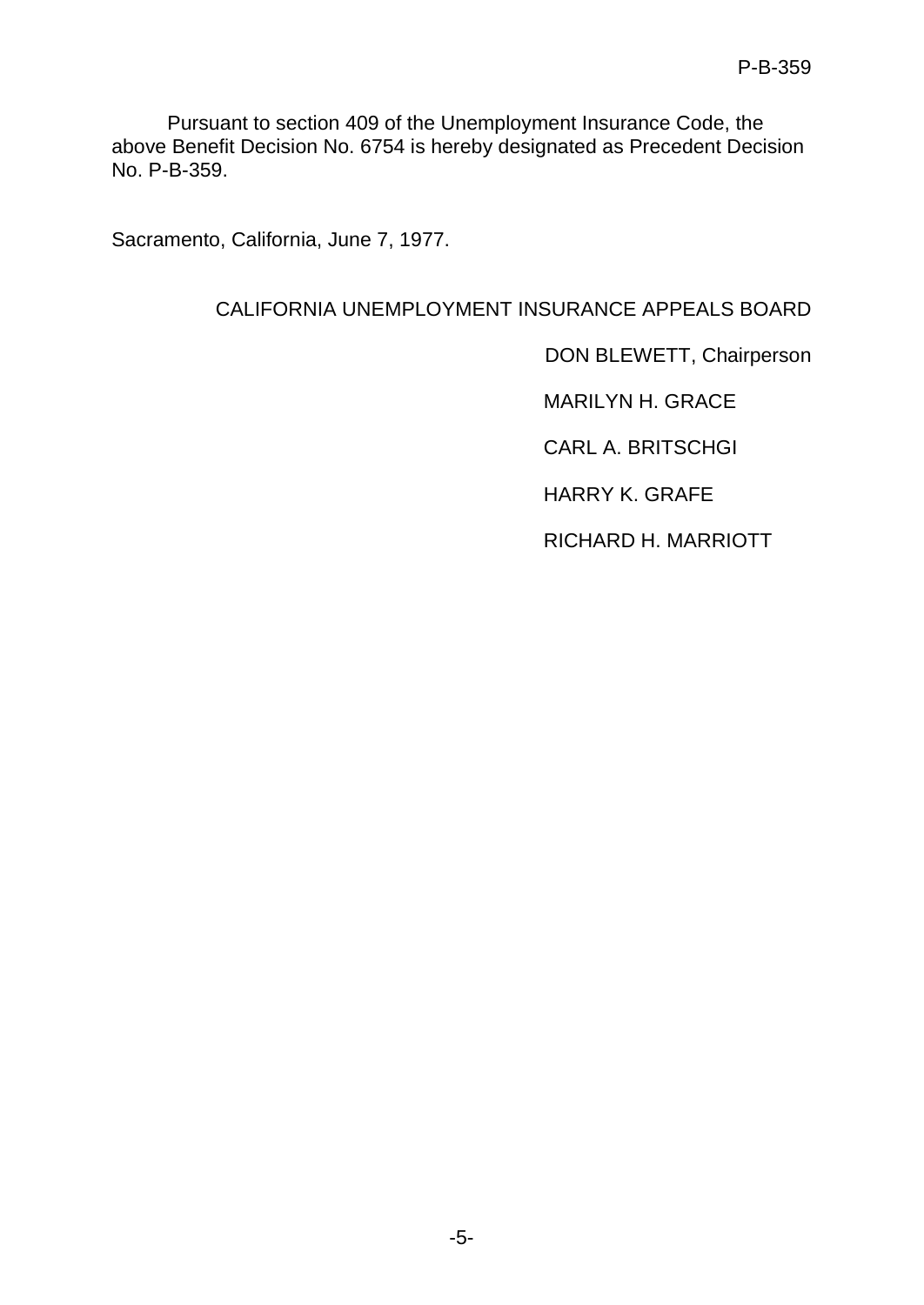Pursuant to section 409 of the Unemployment Insurance Code, the above Benefit Decision No. 6754 is hereby designated as Precedent Decision No. P-B-359.

Sacramento, California, June 7, 1977.

CALIFORNIA UNEMPLOYMENT INSURANCE APPEALS BOARD

DON BLEWETT, Chairperson

MARILYN H. GRACE

CARL A. BRITSCHGI

HARRY K. GRAFE

RICHARD H. MARRIOTT